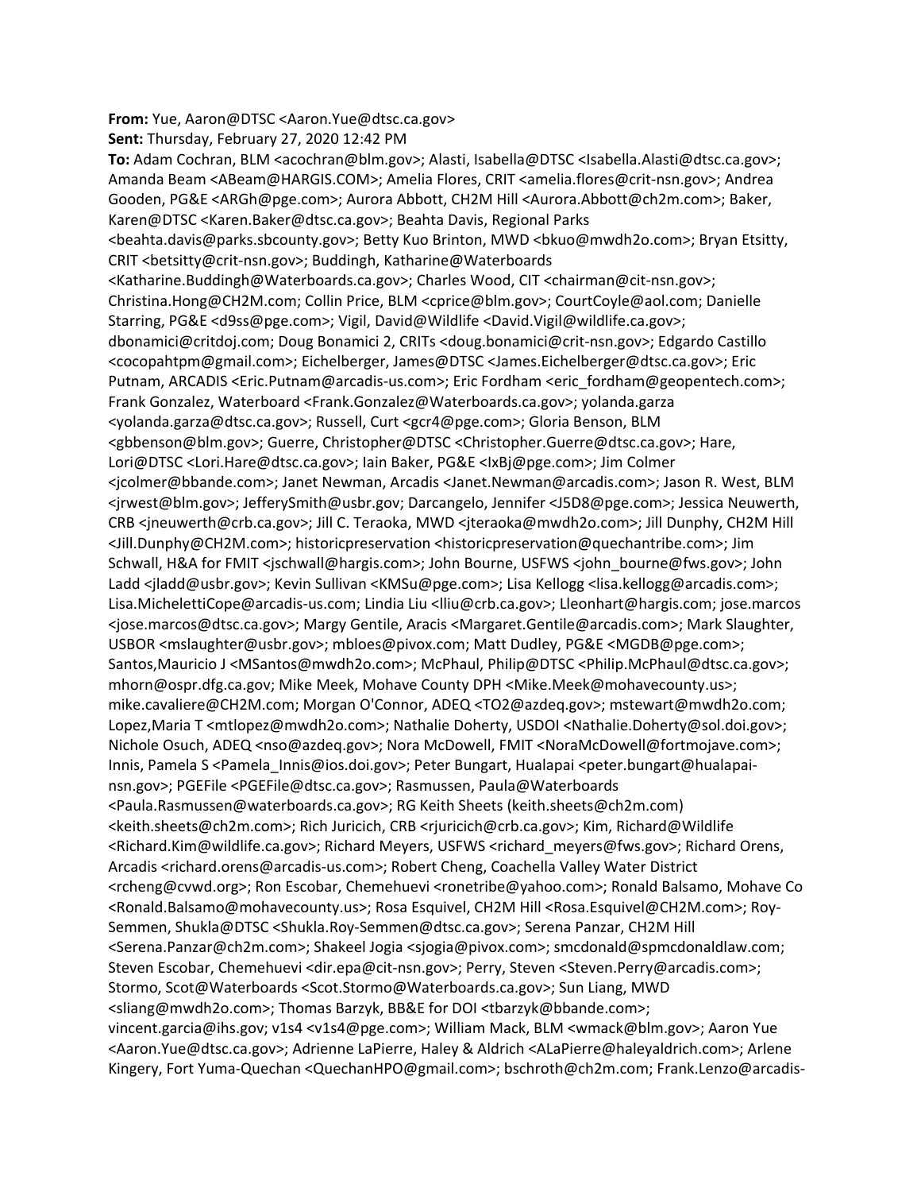**From:** Yue, Aaron@DTSC <Aaron.Yue@dtsc.ca.gov>
**Sent:** Thursday, February 27, 2020 12:42 PM
**To:** Adam Cochran, BLM <acochran@blm.gov>; Alasti, Isabella@DTSC <Isabella.Alasti@dtsc.ca.gov>; Amanda Beam <ABeam@HARGIS.COM>; Amelia Flores, CRIT <amelia.flores@crit-nsn.gov>; Andrea Gooden, PG&E <ARGh@pge.com>; Aurora Abbott, CH2M Hill <Aurora.Abbott@ch2m.com>; Baker, Karen@DTSC <Karen.Baker@dtsc.ca.gov>; Beahta Davis, Regional Parks <beahta.davis@parks.sbcounty.gov>; Betty Kuo Brinton, MWD <bkuo@mwdh2o.com>; Bryan Etsitty, CRIT <betsitty@crit-nsn.gov>; Buddingh, Katharine@Waterboards <Katharine.Buddingh@Waterboards.ca.gov>; Charles Wood, CIT <chairman@cit-nsn.gov>; Christina.Hong@CH2M.com; Collin Price, BLM <cprice@blm.gov>; CourtCoyle@aol.com; Danielle Starring, PG&E <d9ss@pge.com>; Vigil, David@Wildlife <David.Vigil@wildlife.ca.gov>; dbonamici@critdoj.com; Doug Bonamici 2, CRITs <doug.bonamici@crit-nsn.gov>; Edgardo Castillo <cocopahtpm@gmail.com>; Eichelberger, James@DTSC <James.Eichelberger@dtsc.ca.gov>; Eric Putnam, ARCADIS <Eric.Putnam@arcadis-us.com>; Eric Fordham <eric_fordham@geopentech.com>; Frank Gonzalez, Waterboard <Frank.Gonzalez@Waterboards.ca.gov>; yolanda.garza <yolanda.garza@dtsc.ca.gov>; Russell, Curt <gcr4@pge.com>; Gloria Benson, BLM <gbbenson@blm.gov>; Guerre, Christopher@DTSC <Christopher.Guerre@dtsc.ca.gov>; Hare, Lori@DTSC <Lori.Hare@dtsc.ca.gov>; Iain Baker, PG&E <IxBj@pge.com>; Jim Colmer <jcolmer@bbande.com>; Janet Newman, Arcadis <Janet.Newman@arcadis.com>; Jason R. West, BLM <jrwest@blm.gov>; JefferySmith@usbr.gov; Darcangelo, Jennifer <J5D8@pge.com>; Jessica Neuwerth, CRB <jneuwerth@crb.ca.gov>; Jill C. Teraoka, MWD <jteraoka@mwdh2o.com>; Jill Dunphy, CH2M Hill <Jill.Dunphy@CH2M.com>; historicpreservation <historicpreservation@quechantribe.com>; Jim Schwall, H&A for FMIT <jschwall@hargis.com>; John Bourne, USFWS <john_bourne@fws.gov>; John Ladd <jladd@usbr.gov>; Kevin Sullivan <KMSu@pge.com>; Lisa Kellogg <lisa.kellogg@arcadis.com>; Lisa.MichelettiCope@arcadis-us.com; Lindia Liu <lliu@crb.ca.gov>; Lleonhart@hargis.com; jose.marcos <jose.marcos@dtsc.ca.gov>; Margy Gentile, Aracis <Margaret.Gentile@arcadis.com>; Mark Slaughter, USBOR <mslaughter@usbr.gov>; mbloes@pivox.com; Matt Dudley, PG&E <MGDB@pge.com>; Santos,Mauricio J <MSantos@mwdh2o.com>; McPhaul, Philip@DTSC <Philip.McPhaul@dtsc.ca.gov>; mhorn@ospr.dfg.ca.gov; Mike Meek, Mohave County DPH <Mike.Meek@mohavecounty.us>; mike.cavaliere@CH2M.com; Morgan O'Connor, ADEQ <TO2@azdeq.gov>; mstewart@mwdh2o.com; Lopez,Maria T <mtlopez@mwdh2o.com>; Nathalie Doherty, USDOI <Nathalie.Doherty@sol.doi.gov>; Nichole Osuch, ADEQ <nso@azdeq.gov>; Nora McDowell, FMIT <NoraMcDowell@fortmojave.com>; Innis, Pamela S <Pamela_Innis@ios.doi.gov>; Peter Bungart, Hualapai <peter.bungart@hualapai-nsn.gov>; PGEFile <PGEFile@dtsc.ca.gov>; Rasmussen, Paula@Waterboards <Paula.Rasmussen@waterboards.ca.gov>; RG Keith Sheets (keith.sheets@ch2m.com) <keith.sheets@ch2m.com>; Rich Juricich, CRB <rjuricich@crb.ca.gov>; Kim, Richard@Wildlife <Richard.Kim@wildlife.ca.gov>; Richard Meyers, USFWS <richard_meyers@fws.gov>; Richard Orens, Arcadis <richard.orens@arcadis-us.com>; Robert Cheng, Coachella Valley Water District <rcheng@cvwd.org>; Ron Escobar, Chemehuevi <ronetribe@yahoo.com>; Ronald Balsamo, Mohave Co <Ronald.Balsamo@mohavecounty.us>; Rosa Esquivel, CH2M Hill <Rosa.Esquivel@CH2M.com>; Roy-Semmen, Shukla@DTSC <Shukla.Roy-Semmen@dtsc.ca.gov>; Serena Panzar, CH2M Hill <Serena.Panzar@ch2m.com>; Shakeel Jogia <sjogia@pivox.com>; smcdonald@spmcdonaldlaw.com; Steven Escobar, Chemehuevi <dir.epa@cit-nsn.gov>; Perry, Steven <Steven.Perry@arcadis.com>; Stormo, Scot@Waterboards <Scot.Stormo@Waterboards.ca.gov>; Sun Liang, MWD <sliang@mwdh2o.com>; Thomas Barzyk, BB&E for DOI <tbarzyk@bbande.com>; vincent.garcia@ihs.gov; v1s4 <v1s4@pge.com>; William Mack, BLM <wmack@blm.gov>; Aaron Yue <Aaron.Yue@dtsc.ca.gov>; Adrienne LaPierre, Haley & Aldrich <ALaPierre@haleyaldrich.com>; Arlene Kingery, Fort Yuma-Quechan <QuechanHPO@gmail.com>; bschroth@ch2m.com; Frank.Lenzo@arcadis-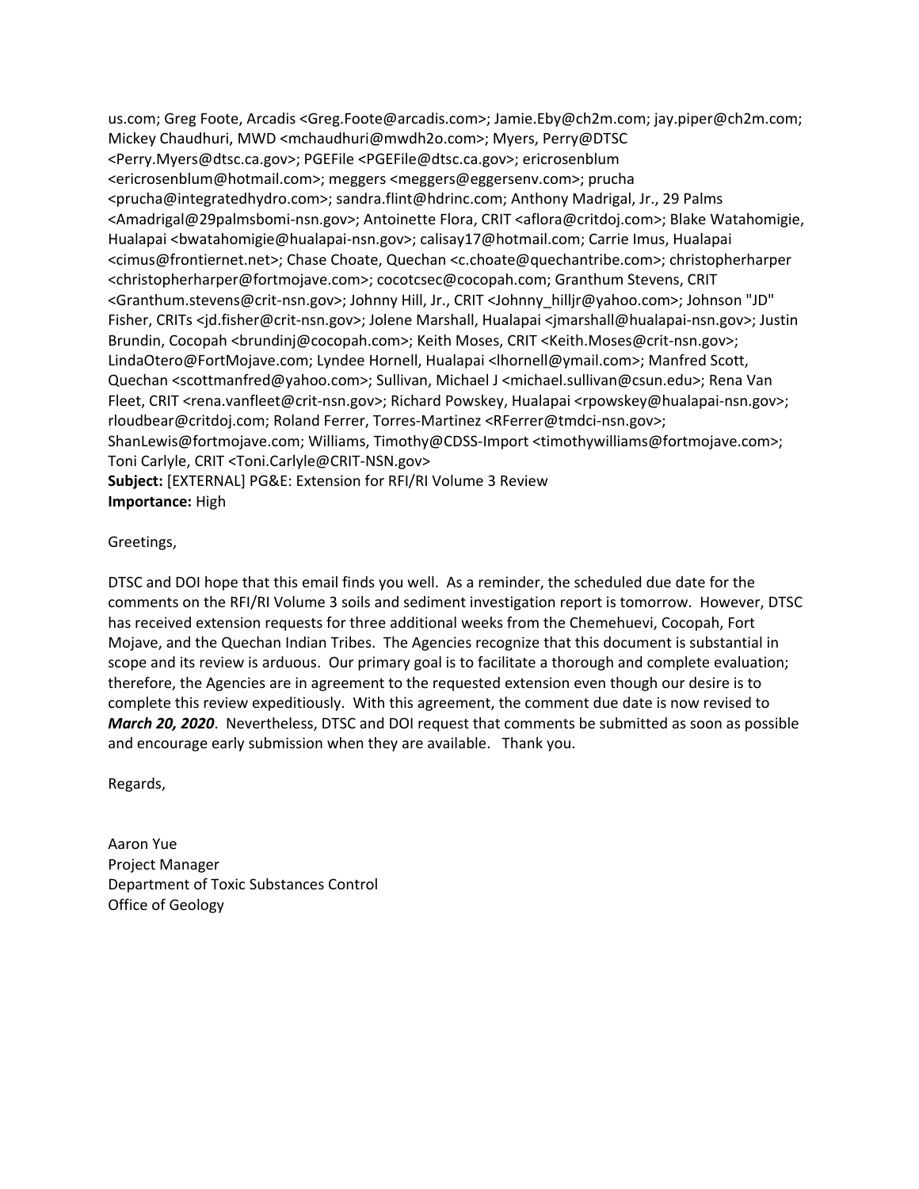us.com; Greg Foote, Arcadis <Greg.Foote@arcadis.com>; Jamie.Eby@ch2m.com; jay.piper@ch2m.com; Mickey Chaudhuri, MWD <mchaudhuri@mwdh2o.com>; Myers, Perry@DTSC <Perry.Myers@dtsc.ca.gov>; PGEFile <PGEFile@dtsc.ca.gov>; ericrosenblum <ericrosenblum@hotmail.com>; meggers <meggers@eggersenv.com>; prucha <prucha@integratedhydro.com>; sandra.flint@hdrinc.com; Anthony Madrigal, Jr., 29 Palms <Amadrigal@29palmsbomi-nsn.gov>; Antoinette Flora, CRIT <aflora@critdoj.com>; Blake Watahomigie, Hualapai <bwatahomigie@hualapai-nsn.gov>; calisay17@hotmail.com; Carrie Imus, Hualapai <cimus@frontiernet.net>; Chase Choate, Quechan <c.choate@quechantribe.com>; christopherharper <christopherharper@fortmojave.com>; cocotcsec@cocopah.com; Granthum Stevens, CRIT <Granthum.stevens@crit-nsn.gov>; Johnny Hill, Jr., CRIT <Johnny_hilljr@yahoo.com>; Johnson "JD" Fisher, CRITs <jd.fisher@crit-nsn.gov>; Jolene Marshall, Hualapai <jmarshall@hualapai-nsn.gov>; Justin Brundin, Cocopah <brundinj@cocopah.com>; Keith Moses, CRIT <Keith.Moses@crit-nsn.gov>; LindaOtero@FortMojave.com; Lyndee Hornell, Hualapai <lhornell@ymail.com>; Manfred Scott, Quechan <scottmanfred@yahoo.com>; Sullivan, Michael J <michael.sullivan@csun.edu>; Rena Van Fleet, CRIT <rena.vanfleet@crit-nsn.gov>; Richard Powskey, Hualapai <rpowskey@hualapai-nsn.gov>; rloudbear@critdoj.com; Roland Ferrer, Torres-Martinez <RFerrer@tmdci-nsn.gov>; ShanLewis@fortmojave.com; Williams, Timothy@CDSS-Import <timothywilliams@fortmojave.com>; Toni Carlyle, CRIT <Toni.Carlyle@CRIT-NSN.gov>
**Subject:** [EXTERNAL] PG&E: Extension for RFI/RI Volume 3 Review
**Importance:** High

Greetings,

DTSC and DOI hope that this email finds you well. As a reminder, the scheduled due date for the comments on the RFI/RI Volume 3 soils and sediment investigation report is tomorrow. However, DTSC has received extension requests for three additional weeks from the Chemehuevi, Cocopah, Fort Mojave, and the Quechan Indian Tribes. The Agencies recognize that this document is substantial in scope and its review is arduous. Our primary goal is to facilitate a thorough and complete evaluation; therefore, the Agencies are in agreement to the requested extension even though our desire is to complete this review expeditiously. With this agreement, the comment due date is now revised to ***March 20, 2020***. Nevertheless, DTSC and DOI request that comments be submitted as soon as possible and encourage early submission when they are available. Thank you.

Regards,

Aaron Yue
Project Manager
Department of Toxic Substances Control
Office of Geology